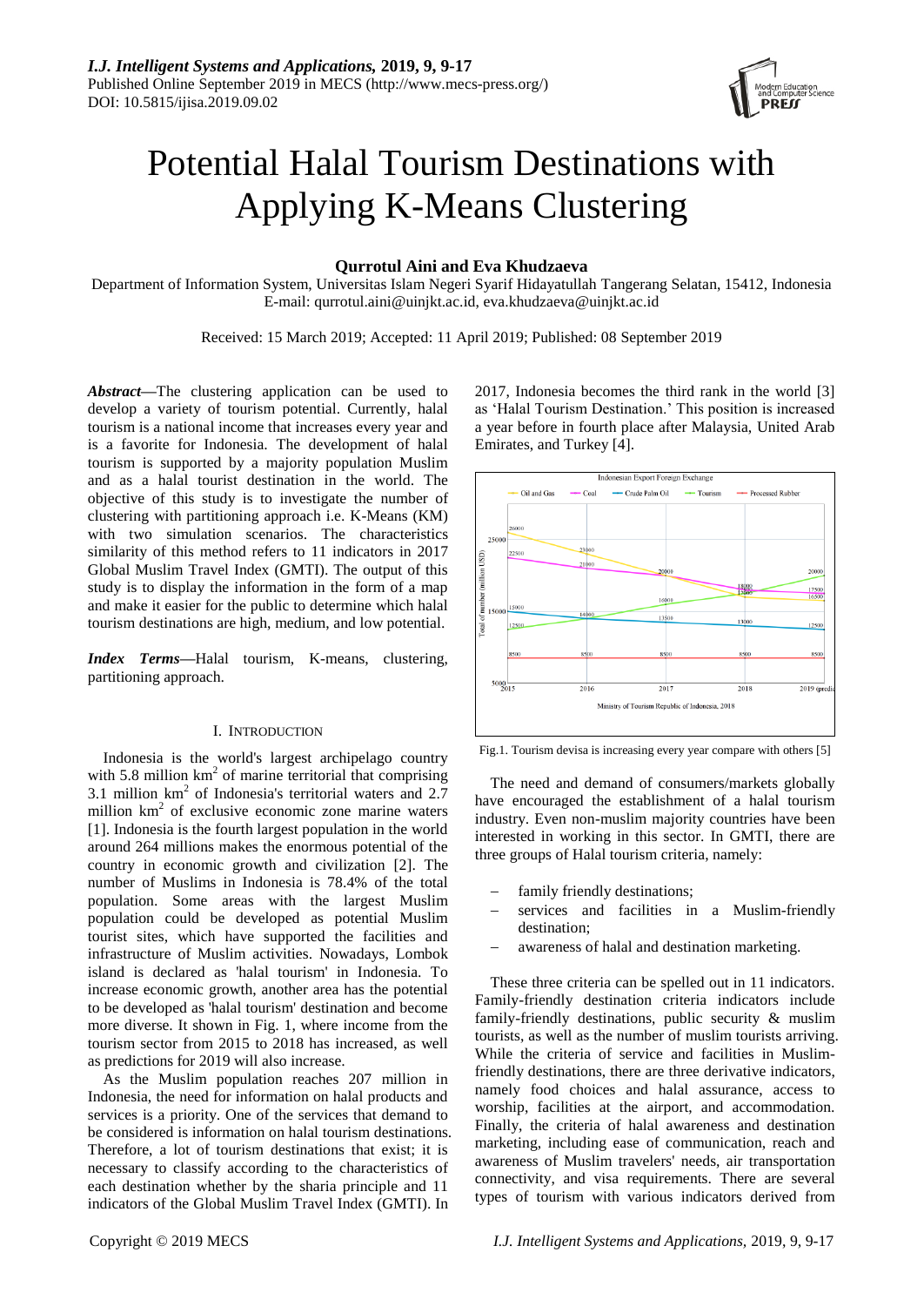# Potential Halal Tourism Destinations with Applying K-Means Clustering

**Qurrotul Aini and Eva Khudzaeva**

Department of Information System, Universitas Islam Negeri Syarif Hidayatullah Tangerang Selatan, 15412, Indonesia
E-mail: qurrotul.aini@uinjkt.ac.id, eva.khudzaeva@uinjkt.ac.id

Received: 15 March 2019; Accepted: 11 April 2019; Published: 08 September 2019

***Abstract*—**The clustering application can be used to develop a variety of tourism potential. Currently, halal tourism is a national income that increases every year and is a favorite for Indonesia. The development of halal tourism is supported by a majority population Muslim and as a halal tourist destination in the world. The objective of this study is to investigate the number of clustering with partitioning approach i.e. K-Means (KM) with two simulation scenarios. The characteristics similarity of this method refers to 11 indicators in 2017 Global Muslim Travel Index (GMTI). The output of this study is to display the information in the form of a map and make it easier for the public to determine which halal tourism destinations are high, medium, and low potential.

***Index Terms*—**Halal tourism, K-means, clustering, partitioning approach.

## I. Introduction

Indonesia is the world's largest archipelago country with 5.8 million km$^2$ of marine territorial that comprising 3.1 million km$^2$ of Indonesia's territorial waters and 2.7 million km$^2$ of exclusive economic zone marine waters [1]. Indonesia is the fourth largest population in the world around 264 millions makes the enormous potential of the country in economic growth and civilization [2]. The number of Muslims in Indonesia is 78.4% of the total population. Some areas with the largest Muslim population could be developed as potential Muslim tourist sites, which have supported the facilities and infrastructure of Muslim activities. Nowadays, Lombok island is declared as 'halal tourism' in Indonesia. To increase economic growth, another area has the potential to be developed as 'halal tourism' destination and become more diverse. It shown in Fig. 1, where income from the tourism sector from 2015 to 2018 has increased, as well as predictions for 2019 will also increase.

As the Muslim population reaches 207 million in Indonesia, the need for information on halal products and services is a priority. One of the services that demand to be considered is information on halal tourism destinations. Therefore, a lot of tourism destinations that exist; it is necessary to classify according to the characteristics of each destination whether by the sharia principle and 11 indicators of the Global Muslim Travel Index (GMTI). In 2017, Indonesia becomes the third rank in the world [3] as 'Halal Tourism Destination.' This position is increased a year before in fourth place after Malaysia, United Arab Emirates, and Turkey [4].

Fig.1. Tourism devisa is increasing every year compare with others [5]

The need and demand of consumers/markets globally have encouraged the establishment of a halal tourism industry. Even non-muslim majority countries have been interested in working in this sector. In GMTI, there are three groups of Halal tourism criteria, namely:

- family friendly destinations;
- services and facilities in a Muslim-friendly destination;
- awareness of halal and destination marketing.

These three criteria can be spelled out in 11 indicators. Family-friendly destination criteria indicators include family-friendly destinations, public security & muslim tourists, as well as the number of muslim tourists arriving. While the criteria of service and facilities in Muslim-friendly destinations, there are three derivative indicators, namely food choices and halal assurance, access to worship, facilities at the airport, and accommodation. Finally, the criteria of halal awareness and destination marketing, including ease of communication, reach and awareness of Muslim travelers' needs, air transportation connectivity, and visa requirements. There are several types of tourism with various indicators derived from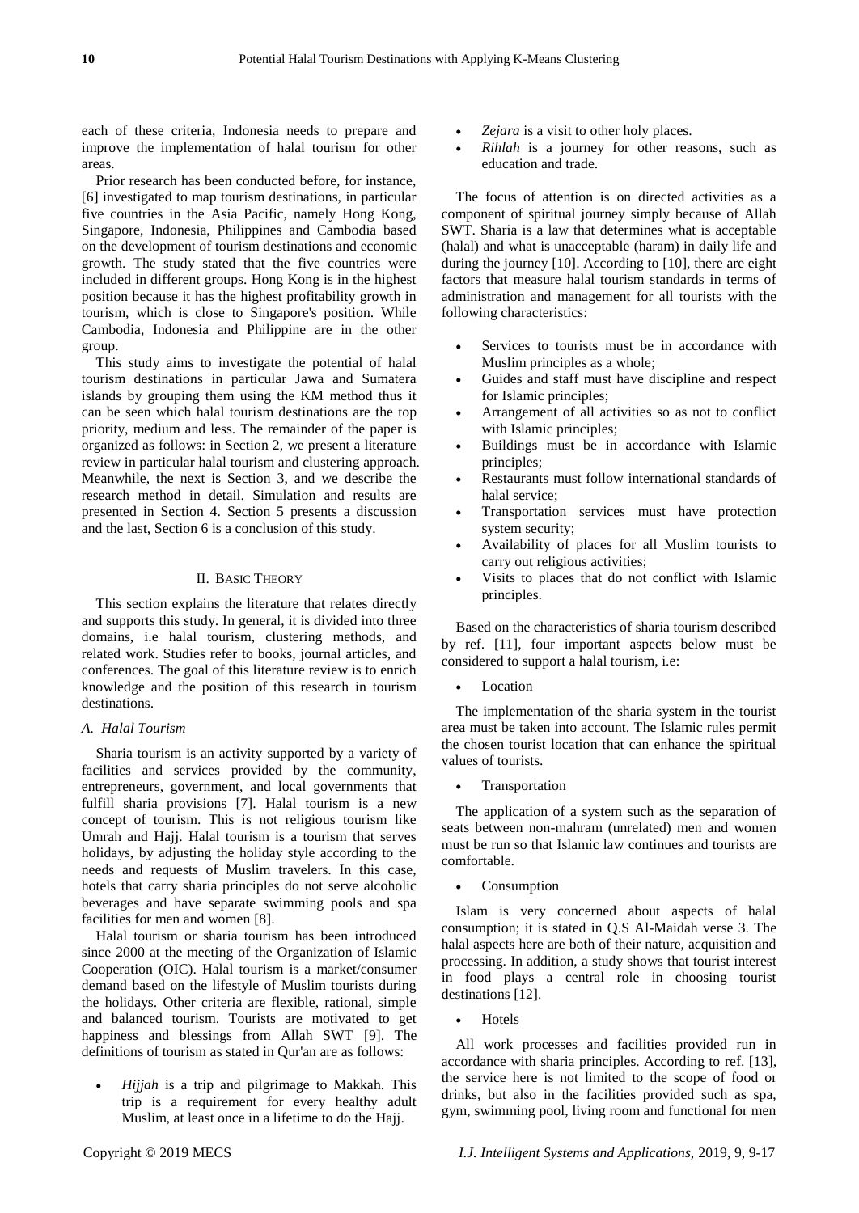each of these criteria, Indonesia needs to prepare and improve the implementation of halal tourism for other areas.

Prior research has been conducted before, for instance, [6] investigated to map tourism destinations, in particular five countries in the Asia Pacific, namely Hong Kong, Singapore, Indonesia, Philippines and Cambodia based on the development of tourism destinations and economic growth. The study stated that the five countries were included in different groups. Hong Kong is in the highest position because it has the highest profitability growth in tourism, which is close to Singapore's position. While Cambodia, Indonesia and Philippine are in the other group.

This study aims to investigate the potential of halal tourism destinations in particular Jawa and Sumatera islands by grouping them using the KM method thus it can be seen which halal tourism destinations are the top priority, medium and less. The remainder of the paper is organized as follows: in Section 2, we present a literature review in particular halal tourism and clustering approach. Meanwhile, the next is Section 3, and we describe the research method in detail. Simulation and results are presented in Section 4. Section 5 presents a discussion and the last, Section 6 is a conclusion of this study.

## II. Basic Theory

This section explains the literature that relates directly and supports this study. In general, it is divided into three domains, i.e halal tourism, clustering methods, and related work. Studies refer to books, journal articles, and conferences. The goal of this literature review is to enrich knowledge and the position of this research in tourism destinations.

### *A. Halal Tourism*

Sharia tourism is an activity supported by a variety of facilities and services provided by the community, entrepreneurs, government, and local governments that fulfill sharia provisions [7]. Halal tourism is a new concept of tourism. This is not religious tourism like Umrah and Hajj. Halal tourism is a tourism that serves holidays, by adjusting the holiday style according to the needs and requests of Muslim travelers. In this case, hotels that carry sharia principles do not serve alcoholic beverages and have separate swimming pools and spa facilities for men and women [8].

Halal tourism or sharia tourism has been introduced since 2000 at the meeting of the Organization of Islamic Cooperation (OIC). Halal tourism is a market/consumer demand based on the lifestyle of Muslim tourists during the holidays. Other criteria are flexible, rational, simple and balanced tourism. Tourists are motivated to get happiness and blessings from Allah SWT [9]. The definitions of tourism as stated in Qur'an are as follows:

- *Hijjah* is a trip and pilgrimage to Makkah. This trip is a requirement for every healthy adult Muslim, at least once in a lifetime to do the Hajj.
- *Zejara* is a visit to other holy places.
- *Rihlah* is a journey for other reasons, such as education and trade.

The focus of attention is on directed activities as a component of spiritual journey simply because of Allah SWT. Sharia is a law that determines what is acceptable (halal) and what is unacceptable (haram) in daily life and during the journey [10]. According to [10], there are eight factors that measure halal tourism standards in terms of administration and management for all tourists with the following characteristics:

- Services to tourists must be in accordance with Muslim principles as a whole;
- Guides and staff must have discipline and respect for Islamic principles;
- Arrangement of all activities so as not to conflict with Islamic principles;
- Buildings must be in accordance with Islamic principles;
- Restaurants must follow international standards of halal service;
- Transportation services must have protection system security;
- Availability of places for all Muslim tourists to carry out religious activities;
- Visits to places that do not conflict with Islamic principles.

Based on the characteristics of sharia tourism described by ref. [11], four important aspects below must be considered to support a halal tourism, i.e:

- Location

The implementation of the sharia system in the tourist area must be taken into account. The Islamic rules permit the chosen tourist location that can enhance the spiritual values of tourists.

- Transportation

The application of a system such as the separation of seats between non-mahram (unrelated) men and women must be run so that Islamic law continues and tourists are comfortable.

- Consumption

Islam is very concerned about aspects of halal consumption; it is stated in Q.S Al-Maidah verse 3. The halal aspects here are both of their nature, acquisition and processing. In addition, a study shows that tourist interest in food plays a central role in choosing tourist destinations [12].

- Hotels

All work processes and facilities provided run in accordance with sharia principles. According to ref. [13], the service here is not limited to the scope of food or drinks, but also in the facilities provided such as spa, gym, swimming pool, living room and functional for men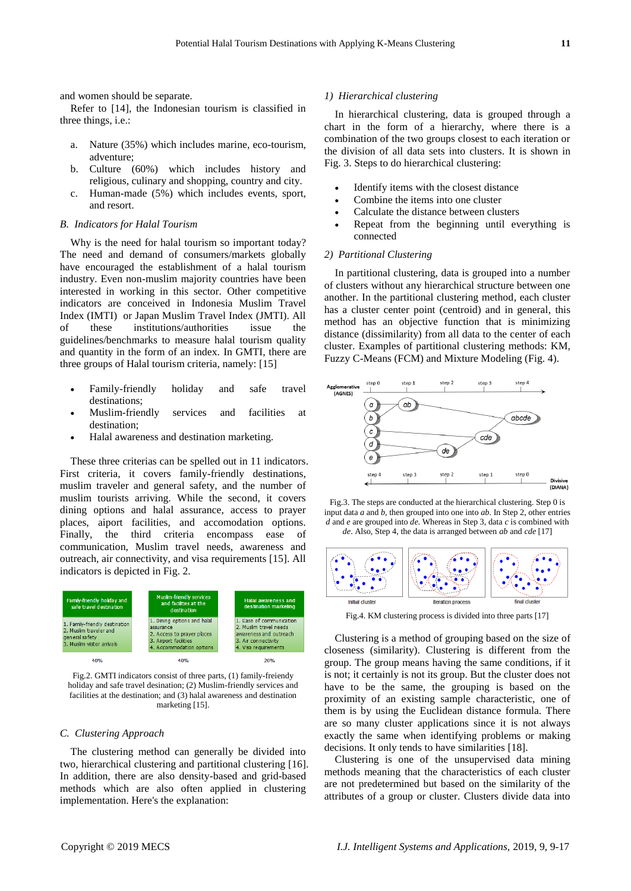and women should be separate.

Refer to [14], the Indonesian tourism is classified in three things, i.e.:

a. Nature (35%) which includes marine, eco-tourism, adventure;
b. Culture (60%) which includes history and religious, culinary and shopping, country and city.
c. Human-made (5%) which includes events, sport, and resort.

### *B. Indicators for Halal Tourism*

Why is the need for halal tourism so important today? The need and demand of consumers/markets globally have encouraged the establishment of a halal tourism industry. Even non-muslim majority countries have been interested in working in this sector. Other competitive indicators are conceived in Indonesia Muslim Travel Index (IMTI) or Japan Muslim Travel Index (JMTI). All of these institutions/authorities issue the guidelines/benchmarks to measure halal tourism quality and quantity in the form of an index. In GMTI, there are three groups of Halal tourism criteria, namely: [15]

- Family-friendly holiday and safe travel destinations;
- Muslim-friendly services and facilities at destination;
- Halal awareness and destination marketing.

These three criterias can be spelled out in 11 indicators. First criteria, it covers family-friendly destinations, muslim traveler and general safety, and the number of muslim tourists arriving. While the second, it covers dining options and halal assurance, access to prayer places, aiport facilities, and accomodation options. Finally, the third criteria encompass ease of communication, Muslim travel needs, awareness and outreach, air connectivity, and visa requirements [15]. All indicators is depicted in Fig. 2.

| Family-friendly holiday and safe travel destination | Muslim-friendly services and facilities at the destination | Halal awareness and destination marketing |
|---|---|---|
| 1. Family-friendly destination<br>2. Muslim traveler and general safety<br>3. Muslim visitor arrivals | 1. Dining options and halal assurance<br>2. Access to prayer places<br>3. Airport facilities<br>4. Accommodation options | 1. Ease of communication<br>2. Muslim travel needs awareness and outreach<br>3. Air connectivity<br>4. Visa requirements |
| 40% | 40% | 20% |

Fig.2. GMTI indicators consist of three parts, (1) family-freiendy holiday and safe travel desination; (2) Muslim-friendly services and facilities at the destination; and (3) halal awareness and destination marketing [15].

### *C. Clustering Approach*

The clustering method can generally be divided into two, hierarchical clustering and partitional clustering [16]. In addition, there are also density-based and grid-based methods which are also often applied in clustering implementation. Here's the explanation:

#### *1) Hierarchical clustering*

In hierarchical clustering, data is grouped through a chart in the form of a hierarchy, where there is a combination of the two groups closest to each iteration or the division of all data sets into clusters. It is shown in Fig. 3. Steps to do hierarchical clustering:

- Identify items with the closest distance
- Combine the items into one cluster
- Calculate the distance between clusters
- Repeat from the beginning until everything is connected

#### *2) Partitional Clustering*

In partitional clustering, data is grouped into a number of clusters without any hierarchical structure between one another. In the partitional clustering method, each cluster has a cluster center point (centroid) and in general, this method has an objective function that is minimizing distance (dissimilarity) from all data to the center of each cluster. Examples of partitional clustering methods: KM, Fuzzy C-Means (FCM) and Mixture Modeling (Fig. 4).

Fig.3. The steps are conducted at the hierarchical clustering. Step 0 is input data *a* and *b*, then grouped into one into *ab*. In Step 2, other entries *d* and *e* are grouped into *de*. Whereas in Step 3, data *c* is combined with *de*. Also, Step 4, the data is arranged between *ab* and *cde* [17]

Fig.4. KM clustering process is divided into three parts [17]

Clustering is a method of grouping based on the size of closeness (similarity). Clustering is different from the group. The group means having the same conditions, if it is not; it certainly is not its group. But the cluster does not have to be the same, but the grouping is based on the proximity of an existing sample characteristic, one of them is by using the Euclidean distance formula. There are so many cluster applications since it is not always exactly the same when identifying problems or making decisions. It only tends to have similarities [18].

Clustering is one of the unsupervised data mining methods meaning that the characteristics of each cluster are not predetermined but based on the similarity of the attributes of a group or cluster. Clusters divide data into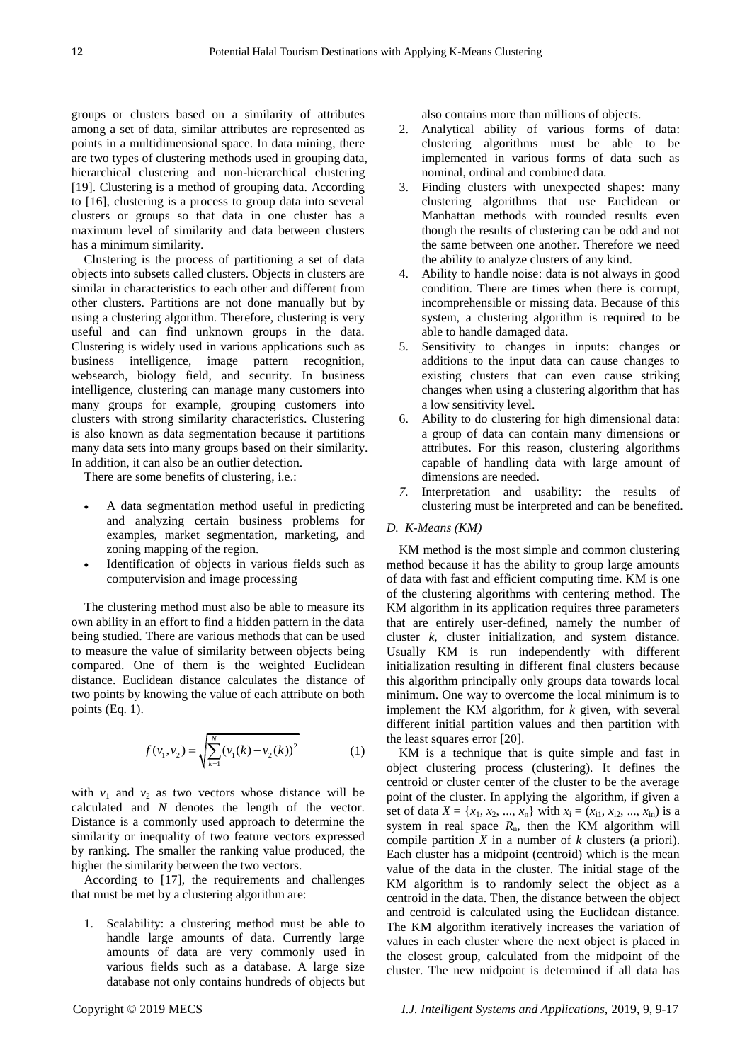groups or clusters based on a similarity of attributes among a set of data, similar attributes are represented as points in a multidimensional space. In data mining, there are two types of clustering methods used in grouping data, hierarchical clustering and non-hierarchical clustering [19]. Clustering is a method of grouping data. According to [16], clustering is a process to group data into several clusters or groups so that data in one cluster has a maximum level of similarity and data between clusters has a minimum similarity.

Clustering is the process of partitioning a set of data objects into subsets called clusters. Objects in clusters are similar in characteristics to each other and different from other clusters. Partitions are not done manually but by using a clustering algorithm. Therefore, clustering is very useful and can find unknown groups in the data. Clustering is widely used in various applications such as business intelligence, image pattern recognition, websearch, biology field, and security. In business intelligence, clustering can manage many customers into many groups for example, grouping customers into clusters with strong similarity characteristics. Clustering is also known as data segmentation because it partitions many data sets into many groups based on their similarity. In addition, it can also be an outlier detection.

There are some benefits of clustering, i.e.:

- A data segmentation method useful in predicting and analyzing certain business problems for examples, market segmentation, marketing, and zoning mapping of the region.
- Identification of objects in various fields such as computervision and image processing

The clustering method must also be able to measure its own ability in an effort to find a hidden pattern in the data being studied. There are various methods that can be used to measure the value of similarity between objects being compared. One of them is the weighted Euclidean distance. Euclidean distance calculates the distance of two points by knowing the value of each attribute on both points (Eq. 1).

$$f(v_1, v_2) = \sqrt{\sum_{k=1}^{N} (v_1(k) - v_2(k))^2} \tag{1}$$

with $v_1$ and $v_2$ as two vectors whose distance will be calculated and $N$ denotes the length of the vector. Distance is a commonly used approach to determine the similarity or inequality of two feature vectors expressed by ranking. The smaller the ranking value produced, the higher the similarity between the two vectors.

According to [17], the requirements and challenges that must be met by a clustering algorithm are:

1. Scalability: a clustering method must be able to handle large amounts of data. Currently large amounts of data are very commonly used in various fields such as a database. A large size database not only contains hundreds of objects but also contains more than millions of objects.
2. Analytical ability of various forms of data: clustering algorithms must be able to be implemented in various forms of data such as nominal, ordinal and combined data.
3. Finding clusters with unexpected shapes: many clustering algorithms that use Euclidean or Manhattan methods with rounded results even though the results of clustering can be odd and not the same between one another. Therefore we need the ability to analyze clusters of any kind.
4. Ability to handle noise: data is not always in good condition. There are times when there is corrupt, incomprehensible or missing data. Because of this system, a clustering algorithm is required to be able to handle damaged data.
5. Sensitivity to changes in inputs: changes or additions to the input data can cause changes to existing clusters that can even cause striking changes when using a clustering algorithm that has a low sensitivity level.
6. Ability to do clustering for high dimensional data: a group of data can contain many dimensions or attributes. For this reason, clustering algorithms capable of handling data with large amount of dimensions are needed.
7. Interpretation and usability: the results of clustering must be interpreted and can be benefited.

### *D. K-Means (KM)*

KM method is the most simple and common clustering method because it has the ability to group large amounts of data with fast and efficient computing time. KM is one of the clustering algorithms with centering method. The KM algorithm in its application requires three parameters that are entirely user-defined, namely the number of cluster $k$, cluster initialization, and system distance. Usually KM is run independently with different initialization resulting in different final clusters because this algorithm principally only groups data towards local minimum. One way to overcome the local minimum is to implement the KM algorithm, for $k$ given, with several different initial partition values and then partition with the least squares error [20].

KM is a technique that is quite simple and fast in object clustering process (clustering). It defines the centroid or cluster center of the cluster to be the average point of the cluster. In applying the algorithm, if given a set of data $X = \{x_1, x_2, ..., x_n\}$ with $x_i = (x_{i1}, x_{i2}, ..., x_{in})$ is a system in real space $R_n$, then the KM algorithm will compile partition $X$ in a number of $k$ clusters (a priori). Each cluster has a midpoint (centroid) which is the mean value of the data in the cluster. The initial stage of the KM algorithm is to randomly select the object as a centroid in the data. Then, the distance between the object and centroid is calculated using the Euclidean distance. The KM algorithm iteratively increases the variation of values in each cluster where the next object is placed in the closest group, calculated from the midpoint of the cluster. The new midpoint is determined if all data has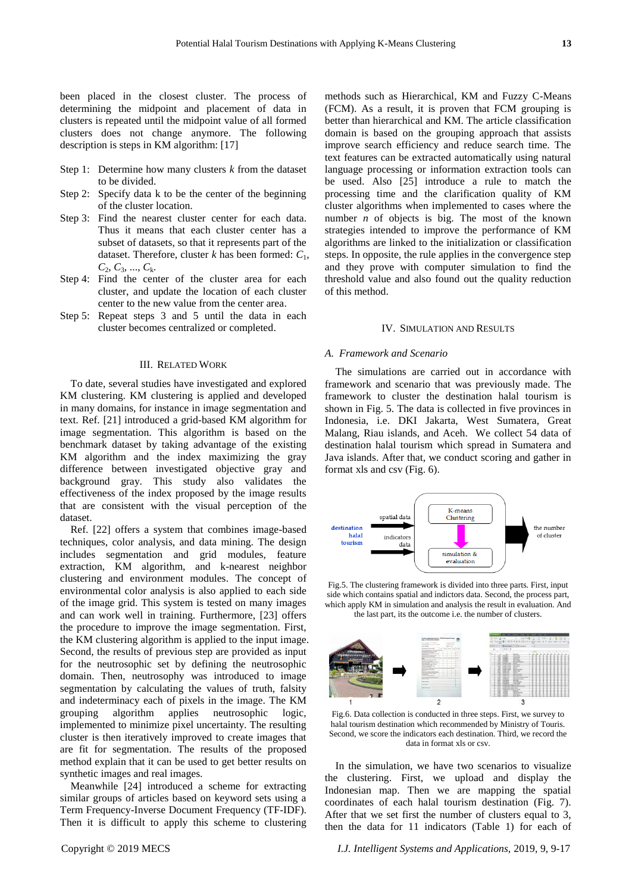been placed in the closest cluster. The process of determining the midpoint and placement of data in clusters is repeated until the midpoint value of all formed clusters does not change anymore. The following description is steps in KM algorithm: [17]

- Step 1: Determine how many clusters $k$ from the dataset to be divided.
- Step 2: Specify data k to be the center of the beginning of the cluster location.
- Step 3: Find the nearest cluster center for each data. Thus it means that each cluster center has a subset of datasets, so that it represents part of the dataset. Therefore, cluster $k$ has been formed: $C_1$, $C_2$, $C_3$, ..., $C_k$.
- Step 4: Find the center of the cluster area for each cluster, and update the location of each cluster center to the new value from the center area.
- Step 5: Repeat steps 3 and 5 until the data in each cluster becomes centralized or completed.

## III. Related Work

To date, several studies have investigated and explored KM clustering. KM clustering is applied and developed in many domains, for instance in image segmentation and text. Ref. [21] introduced a grid-based KM algorithm for image segmentation. This algorithm is based on the benchmark dataset by taking advantage of the existing KM algorithm and the index maximizing the gray difference between investigated objective gray and background gray. This study also validates the effectiveness of the index proposed by the image results that are consistent with the visual perception of the dataset.

Ref. [22] offers a system that combines image-based techniques, color analysis, and data mining. The design includes segmentation and grid modules, feature extraction, KM algorithm, and k-nearest neighbor clustering and environment modules. The concept of environmental color analysis is also applied to each side of the image grid. This system is tested on many images and can work well in training. Furthermore, [23] offers the procedure to improve the image segmentation. First, the KM clustering algorithm is applied to the input image. Second, the results of previous step are provided as input for the neutrosophic set by defining the neutrosophic domain. Then, neutrosophy was introduced to image segmentation by calculating the values of truth, falsity and indeterminacy each of pixels in the image. The KM grouping algorithm applies neutrosophic logic, implemented to minimize pixel uncertainty. The resulting cluster is then iteratively improved to create images that are fit for segmentation. The results of the proposed method explain that it can be used to get better results on synthetic images and real images.

Meanwhile [24] introduced a scheme for extracting similar groups of articles based on keyword sets using a Term Frequency-Inverse Document Frequency (TF-IDF). Then it is difficult to apply this scheme to clustering methods such as Hierarchical, KM and Fuzzy C-Means (FCM). As a result, it is proven that FCM grouping is better than hierarchical and KM. The article classification domain is based on the grouping approach that assists improve search efficiency and reduce search time. The text features can be extracted automatically using natural language processing or information extraction tools can be used. Also [25] introduce a rule to match the processing time and the clarification quality of KM cluster algorithms when implemented to cases where the number $n$ of objects is big. The most of the known strategies intended to improve the performance of KM algorithms are linked to the initialization or classification steps. In opposite, the rule applies in the convergence step and they prove with computer simulation to find the threshold value and also found out the quality reduction of this method.

## IV. Simulation and Results

### A. Framework and Scenario

The simulations are carried out in accordance with framework and scenario that was previously made. The framework to cluster the destination halal tourism is shown in Fig. 5. The data is collected in five provinces in Indonesia, i.e. DKI Jakarta, West Sumatera, Great Malang, Riau islands, and Aceh. We collect 54 data of destination halal tourism which spread in Sumatera and Java islands. After that, we conduct scoring and gather in format xls and csv (Fig. 6).

Fig.5. The clustering framework is divided into three parts. First, input side which contains spatial and indictors data. Second, the process part, which apply KM in simulation and analysis the result in evaluation. And the last part, its the outcome i.e. the number of clusters.

Fig.6. Data collection is conducted in three steps. First, we survey to halal tourism destination which recommended by Ministry of Touris. Second, we score the indicators each destination. Third, we record the data in format xls or csv.

In the simulation, we have two scenarios to visualize the clustering. First, we upload and display the Indonesian map. Then we are mapping the spatial coordinates of each halal tourism destination (Fig. 7). After that we set first the number of clusters equal to 3, then the data for 11 indicators (Table 1) for each of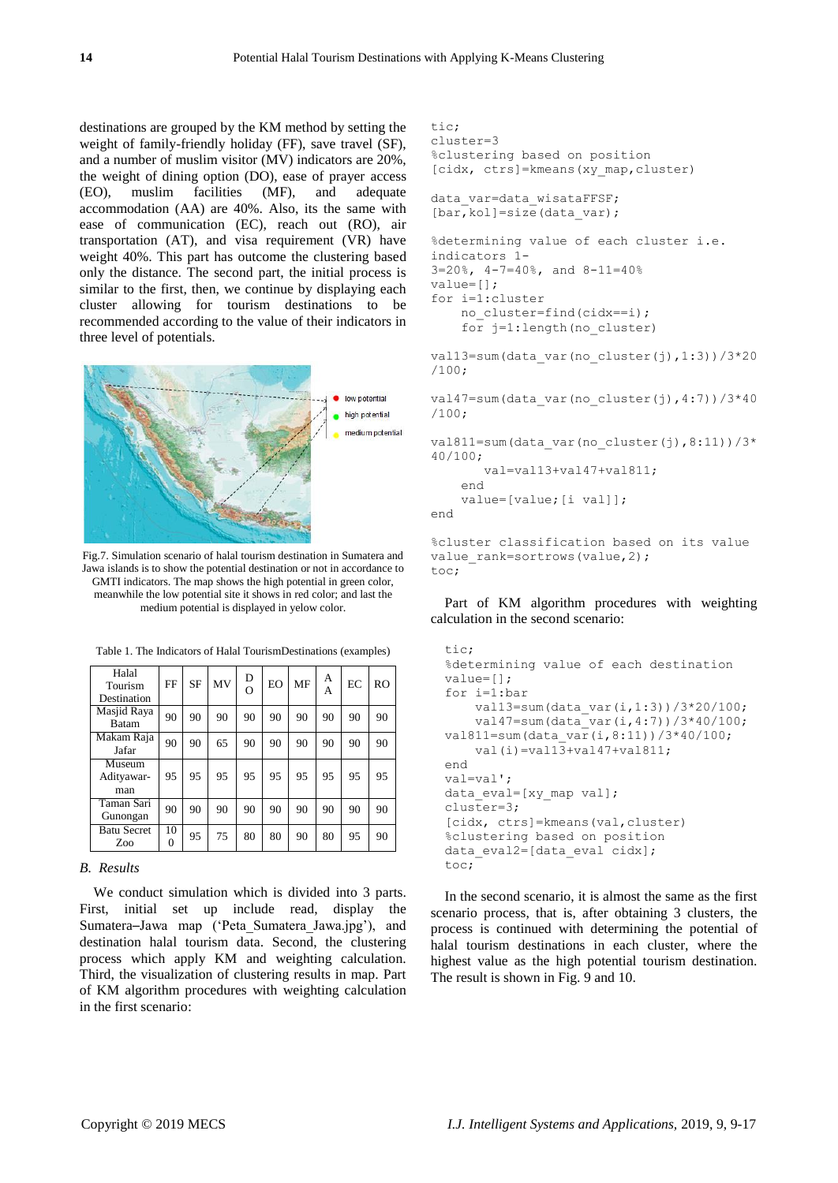destinations are grouped by the KM method by setting the weight of family-friendly holiday (FF), save travel (SF), and a number of muslim visitor (MV) indicators are 20%, the weight of dining option (DO), ease of prayer access (EO), muslim facilities (MF), and adequate accommodation (AA) are 40%. Also, its the same with ease of communication (EC), reach out (RO), air transportation (AT), and visa requirement (VR) have weight 40%. This part has outcome the clustering based only the distance. The second part, the initial process is similar to the first, then, we continue by displaying each cluster allowing for tourism destinations to be recommended according to the value of their indicators in three level of potentials.

Fig.7. Simulation scenario of halal tourism destination in Sumatera and Jawa islands is to show the potential destination or not in accordance to GMTI indicators. The map shows the high potential in green color, meanwhile the low potential site it shows in red color; and last the medium potential is displayed in yelow color.

Table 1. The Indicators of Halal TourismDestinations (examples)

| Halal Tourism Destination | FF | SF | MV | DO | EO | MF | AA | EC | RO |
|---|---|---|---|---|---|---|---|---|---|
| Masjid Raya Batam | 90 | 90 | 90 | 90 | 90 | 90 | 90 | 90 | 90 |
| Makam Raja Jafar | 90 | 90 | 65 | 90 | 90 | 90 | 90 | 90 | 90 |
| Museum Adityawar-man | 95 | 95 | 95 | 95 | 95 | 95 | 95 | 95 | 95 |
| Taman Sari Gunongan | 90 | 90 | 90 | 90 | 90 | 90 | 90 | 90 | 90 |
| Batu Secret Zoo | 100 | 95 | 75 | 80 | 80 | 90 | 80 | 95 | 90 |

### *B. Results*

We conduct simulation which is divided into 3 parts. First, initial set up include read, display the Sumatera–Jawa map ('Peta_Sumatera_Jawa.jpg'), and destination halal tourism data. Second, the clustering process which apply KM and weighting calculation. Third, the visualization of clustering results in map. Part of KM algorithm procedures with weighting calculation in the first scenario:

```
tic;
cluster=3
%clustering based on position
[cidx, ctrs]=kmeans(xy_map,cluster)

data_var=data_wisataFFSF;
[bar,kol]=size(data_var);

%determining value of each cluster i.e. indicators 1-
3=20%, 4-7=40%, and 8-11=40%
value=[];
for i=1:cluster
    no_cluster=find(cidx==i);
    for j=1:length(no_cluster)

val13=sum(data_var(no_cluster(j),1:3))/3*20/100;

val47=sum(data_var(no_cluster(j),4:7))/3*40/100;

val811=sum(data_var(no_cluster(j),8:11))/3*40/100;
        val=val13+val47+val811;
    end
    value=[value;[i val]];
end

%cluster classification based on its value
value_rank=sortrows(value,2);
toc;
```

Part of KM algorithm procedures with weighting calculation in the second scenario:

```
tic;
%determining value of each destination
value=[];
for i=1:bar
     val13=sum(data_var(i,1:3))/3*20/100;
     val47=sum(data_var(i,4:7))/3*40/100;
val811=sum(data_var(i,8:11))/3*40/100;
     val(i)=val13+val47+val811;
end
val=val';
data_eval=[xy_map val];
cluster=3;
[cidx, ctrs]=kmeans(val,cluster)
%clustering based on position
data_eval2=[data_eval cidx];
toc;
```

In the second scenario, it is almost the same as the first scenario process, that is, after obtaining 3 clusters, the process is continued with determining the potential of halal tourism destinations in each cluster, where the highest value as the high potential tourism destination. The result is shown in Fig. 9 and 10.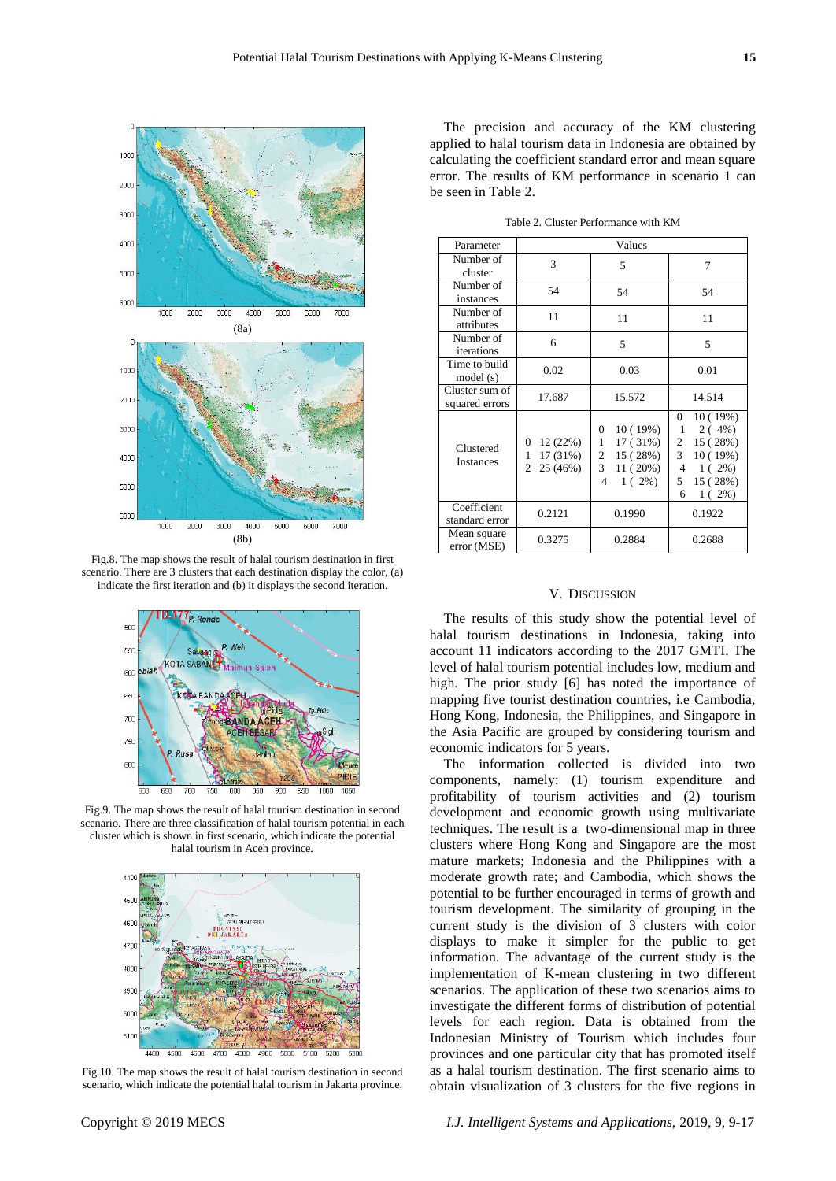Fig.8. The map shows the result of halal tourism destination in first scenario. There are 3 clusters that each destination display the color, (a) indicate the first iteration and (b) it displays the second iteration.

Fig.9. The map shows the result of halal tourism destination in second scenario. There are three classification of halal tourism potential in each cluster which is shown in first scenario, which indicate the potential halal tourism in Aceh province.

Fig.10. The map shows the result of halal tourism destination in second scenario, which indicate the potential halal tourism in Jakarta province.

The precision and accuracy of the KM clustering applied to halal tourism data in Indonesia are obtained by calculating the coefficient standard error and mean square error. The results of KM performance in scenario 1 can be seen in Table 2.

Table 2. Cluster Performance with KM

| Parameter | Values | | |
|---|---|---|---|
| Number of cluster | 3 | 5 | 7 |
| Number of instances | 54 | 54 | 54 |
| Number of attributes | 11 | 11 | 11 |
| Number of iterations | 6 | 5 | 5 |
| Time to build model (s) | 0.02 | 0.03 | 0.01 |
| Cluster sum of squared errors | 17.687 | 15.572 | 14.514 |
| Clustered Instances | 0 12 (22%)<br>1 17 (31%)<br>2 25 (46%) | 0 10 ( 19%)<br>1 17 ( 31%)<br>2 15 ( 28%)<br>3 11 ( 20%)<br>4 1 ( 2%) | 0 10 ( 19%)<br>1 2 ( 4%)<br>2 15 ( 28%)<br>3 10 ( 19%)<br>4 1 ( 2%)<br>5 15 ( 28%)<br>6 1 ( 2%) |
| Coefficient standard error | 0.2121 | 0.1990 | 0.1922 |
| Mean square error (MSE) | 0.3275 | 0.2884 | 0.2688 |

## V. Discussion

The results of this study show the potential level of halal tourism destinations in Indonesia, taking into account 11 indicators according to the 2017 GMTI. The level of halal tourism potential includes low, medium and high. The prior study [6] has noted the importance of mapping five tourist destination countries, i.e Cambodia, Hong Kong, Indonesia, the Philippines, and Singapore in the Asia Pacific are grouped by considering tourism and economic indicators for 5 years.

The information collected is divided into two components, namely: (1) tourism expenditure and profitability of tourism activities and (2) tourism development and economic growth using multivariate techniques. The result is a two-dimensional map in three clusters where Hong Kong and Singapore are the most mature markets; Indonesia and the Philippines with a moderate growth rate; and Cambodia, which shows the potential to be further encouraged in terms of growth and tourism development. The similarity of grouping in the current study is the division of 3 clusters with color displays to make it simpler for the public to get information. The advantage of the current study is the implementation of K-mean clustering in two different scenarios. The application of these two scenarios aims to investigate the different forms of distribution of potential levels for each region. Data is obtained from the Indonesian Ministry of Tourism which includes four provinces and one particular city that has promoted itself as a halal tourism destination. The first scenario aims to obtain visualization of 3 clusters for the five regions in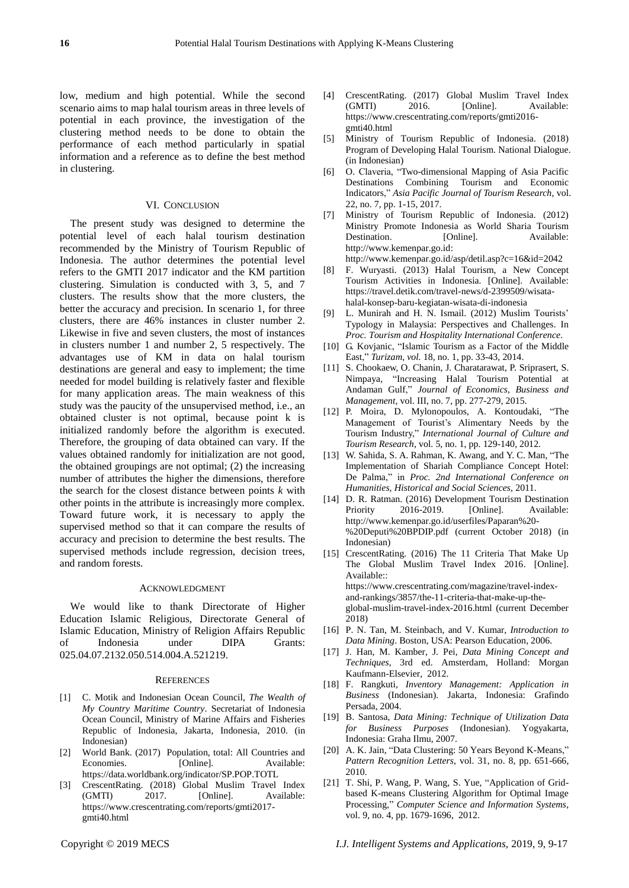low, medium and high potential. While the second scenario aims to map halal tourism areas in three levels of potential in each province, the investigation of the clustering method needs to be done to obtain the performance of each method particularly in spatial information and a reference as to define the best method in clustering.

## VI. Conclusion

The present study was designed to determine the potential level of each halal tourism destination recommended by the Ministry of Tourism Republic of Indonesia. The author determines the potential level refers to the GMTI 2017 indicator and the KM partition clustering. Simulation is conducted with 3, 5, and 7 clusters. The results show that the more clusters, the better the accuracy and precision. In scenario 1, for three clusters, there are 46% instances in cluster number 2. Likewise in five and seven clusters, the most of instances in clusters number 1 and number 2, 5 respectively. The advantages use of KM in data on halal tourism destinations are general and easy to implement; the time needed for model building is relatively faster and flexible for many application areas. The main weakness of this study was the paucity of the unsupervised method, i.e., an obtained cluster is not optimal, because point k is initialized randomly before the algorithm is executed. Therefore, the grouping of data obtained can vary. If the values obtained randomly for initialization are not good, the obtained groupings are not optimal; (2) the increasing number of attributes the higher the dimensions, therefore the search for the closest distance between points *k* with other points in the attribute is increasingly more complex. Toward future work, it is necessary to apply the supervised method so that it can compare the results of accuracy and precision to determine the best results. The supervised methods include regression, decision trees, and random forests.

## Acknowledgment

We would like to thank Directorate of Higher Education Islamic Religious, Directorate General of Islamic Education, Ministry of Religion Affairs Republic of Indonesia under DIPA Grants: 025.04.07.2132.050.514.004.A.521219.

## References

[1] C. Motik and Indonesian Ocean Council, *The Wealth of My Country Maritime Country*. Secretariat of Indonesia Ocean Council, Ministry of Marine Affairs and Fisheries Republic of Indonesia, Jakarta, Indonesia, 2010. (in Indonesian)

[2] World Bank. (2017) Population, total: All Countries and Economies. [Online]. Available: https://data.worldbank.org/indicator/SP.POP.TOTL

[3] CrescentRating. (2018) Global Muslim Travel Index (GMTI) 2017. [Online]. Available: https://www.crescentrating.com/reports/gmti2017-gmti40.html

[4] CrescentRating. (2017) Global Muslim Travel Index (GMTI) 2016. [Online]. Available: https://www.crescentrating.com/reports/gmti2016-gmti40.html

[5] Ministry of Tourism Republic of Indonesia. (2018) Program of Developing Halal Tourism. National Dialogue. (in Indonesian)

[6] O. Claveria, "Two-dimensional Mapping of Asia Pacific Destinations Combining Tourism and Economic Indicators," *Asia Pacific Journal of Tourism Research*, vol. 22, no. 7, pp. 1-15, 2017.

[7] Ministry of Tourism Republic of Indonesia. (2012) Ministry Promote Indonesia as World Sharia Tourism Destination. [Online]. Available: http://www.kemenpar.go.id: http://www.kemenpar.go.id/asp/detil.asp?c=16&id=2042

[8] F. Wuryasti. (2013) Halal Tourism, a New Concept Tourism Activities in Indonesia. [Online]. Available: https://travel.detik.com/travel-news/d-2399509/wisata-halal-konsep-baru-kegiatan-wisata-di-indonesia

[9] L. Munirah and H. N. Ismail. (2012) Muslim Tourists' Typology in Malaysia: Perspectives and Challenges. In *Proc. Tourism and Hospitality International Conference*.

[10] G. Kovjanic, "Islamic Tourism as a Factor of the Middle East," *Turizam, vol.* 18, no. 1, pp. 33-43, 2014.

[11] S. Chookaew, O. Chanin, J. Charatarawat, P. Sriprasert, S. Nimpaya, "Increasing Halal Tourism Potential at Andaman Gulf," *Journal of Economics, Business and Management*, vol. III, no. 7, pp. 277-279, 2015.

[12] P. Moira, D. Mylonopoulos, A. Kontoudaki, "The Management of Tourist's Alimentary Needs by the Tourism Industry," *International Journal of Culture and Tourism Research*, vol. 5, no. 1, pp. 129-140, 2012.

[13] W. Sahida, S. A. Rahman, K. Awang, and Y. C. Man, "The Implementation of Shariah Compliance Concept Hotel: De Palma," in *Proc. 2nd International Conference on Humanities, Historical and Social Sciences*, 2011.

[14] D. R. Ratman. (2016) Development Tourism Destination Priority 2016-2019. [Online]. Available: http://www.kemenpar.go.id/userfiles/Paparan%20-%20Deputi%20BPDIP.pdf (current October 2018) (in Indonesian)

[15] CrescentRating. (2016) The 11 Criteria That Make Up The Global Muslim Travel Index 2016. [Online]. Available:: https://www.crescentrating.com/magazine/travel-index-and-rankings/3857/the-11-criteria-that-make-up-the-global-muslim-travel-index-2016.html (current December 2018)

[16] P. N. Tan, M. Steinbach, and V. Kumar, *Introduction to Data Mining*. Boston, USA: Pearson Education, 2006.

[17] J. Han, M. Kamber, J. Pei, *Data Mining Concept and Techniques*, 3rd ed. Amsterdam, Holland: Morgan Kaufmann-Elsevier, 2012.

[18] F. Rangkuti, *Inventory Management: Application in Business* (Indonesian). Jakarta, Indonesia: Grafindo Persada, 2004.

[19] B. Santosa, *Data Mining: Technique of Utilization Data for Business Purposes* (Indonesian). Yogyakarta, Indonesia: Graha Ilmu, 2007.

[20] A. K. Jain, "Data Clustering: 50 Years Beyond K-Means," *Pattern Recognition Letters*, vol. 31, no. 8, pp. 651-666, 2010.

[21] T. Shi, P. Wang, P. Wang, S. Yue, "Application of Grid-based K-means Clustering Algorithm for Optimal Image Processing," *Computer Science and Information Systems*, vol. 9, no. 4, pp. 1679-1696, 2012.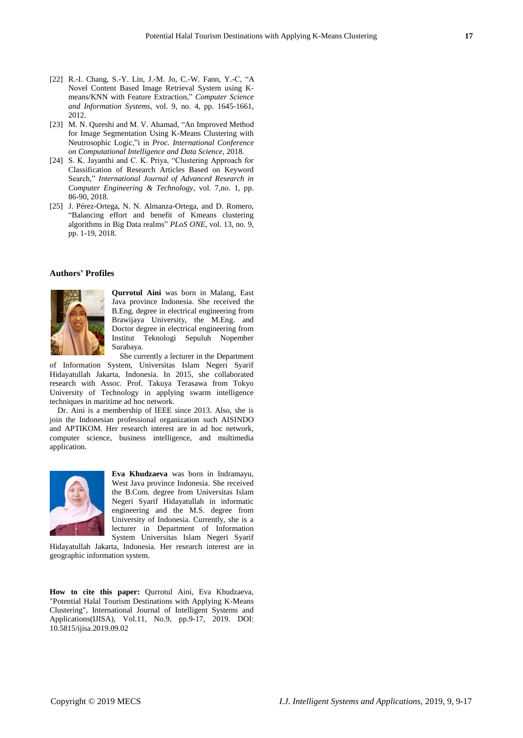[22] R.-I. Chang, S.-Y. Lin, J.-M. Jo, C.-W. Fann, Y.-C, "A Novel Content Based Image Retrieval System using K-means/KNN with Feature Extraction," *Computer Science and Information Systems*, vol. 9, no. 4, pp. 1645-1661, 2012.

[23] M. N. Qureshi and M. V. Ahamad, "An Improved Method for Image Segmentation Using K-Means Clustering with Neutrosophic Logic,"i in *Proc. International Conference on Computational Intelligence and Data Science*, 2018.

[24] S. K. Jayanthi and C. K. Priya, "Clustering Approach for Classification of Research Articles Based on Keyword Search," *International Journal of Advanced Research in Computer Engineering & Technology*, vol. 7,no. 1, pp. 86-90, 2018.

[25] J. Pérez-Ortega, N. N. Almanza-Ortega, and D. Romero, "Balancing effort and benefit of Kmeans clustering algorithms in Big Data realms" *PLoS ONE*, vol. 13, no. 9, pp. 1-19, 2018.

### Authors' Profiles

**Qurrotul Aini** was born in Malang, East Java province Indonesia. She received the B.Eng. degree in electrical engineering from Brawijaya University, the M.Eng. and Doctor degree in electrical engineering from Institut Teknologi Sepuluh Nopember Surabaya.

She currently a lecturer in the Department of Information System, Universitas Islam Negeri Syarif Hidayatullah Jakarta, Indonesia. In 2015, she collaborated research with Assoc. Prof. Takuya Terasawa from Tokyo University of Technology in applying swarm intelligence techniques in maritime ad hoc network.

Dr. Aini is a membership of IEEE since 2013. Also, she is join the Indonesian professional organization such AISINDO and APTIKOM. Her research interest are in ad hoc network, computer science, business intelligence, and multimedia application.

**Eva Khudzaeva** was born in Indramayu, West Java province Indonesia. She received the B.Com. degree from Universitas Islam Negeri Syarif Hidayatullah in informatic engineering and the M.S. degree from University of Indonesia. Currently, she is a lecturer in Department of Information System Universitas Islam Negeri Syarif Hidayatullah Jakarta, Indonesia. Her research interest are in geographic information system.

**How to cite this paper:** Qurrotul Aini, Eva Khudzaeva, "Potential Halal Tourism Destinations with Applying K-Means Clustering", International Journal of Intelligent Systems and Applications(IJISA), Vol.11, No.9, pp.9-17, 2019. DOI: 10.5815/ijisa.2019.09.02